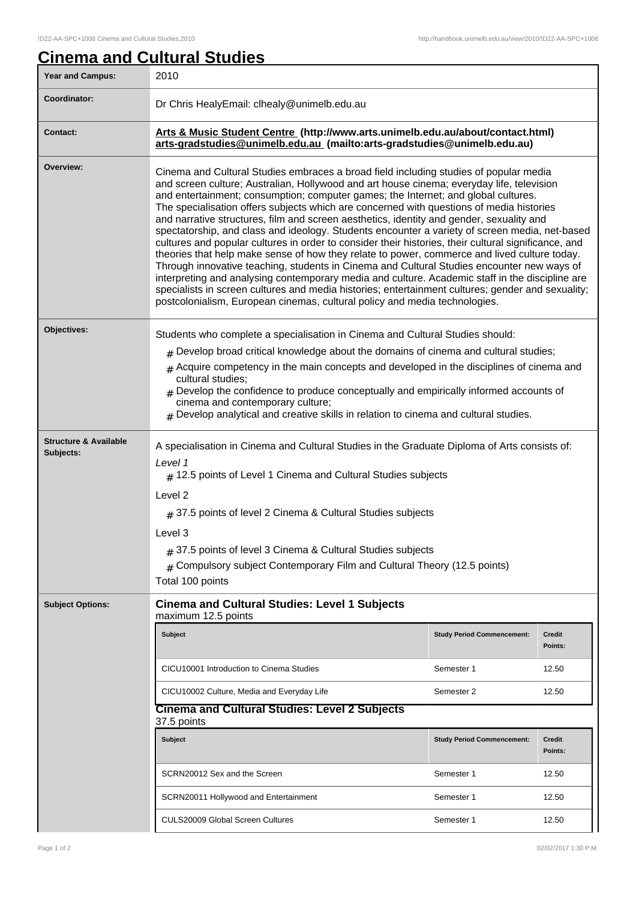# Cinema and Cultural Studies

| Year and Campus: | 2010 |
|---|---|
| Coordinator: | Dr Chris HealyEmail: clhealy@unimelb.edu.au |
| Contact: | **Arts & Music Student Centre (http://www.arts.unimelb.edu.au/about/contact.html)** **arts-gradstudies@unimelb.edu.au (mailto:arts-gradstudies@unimelb.edu.au)** |
| Overview: | Cinema and Cultural Studies embraces a broad field including studies of popular media and screen culture; Australian, Hollywood and art house cinema; everyday life, television and entertainment; consumption; computer games; the Internet; and global cultures. The specialisation offers subjects which are concerned with questions of media histories and narrative structures, film and screen aesthetics, identity and gender, sexuality and spectatorship, and class and ideology. Students encounter a variety of screen media, net-based cultures and popular cultures in order to consider their histories, their cultural significance, and theories that help make sense of how they relate to power, commerce and lived culture today. Through innovative teaching, students in Cinema and Cultural Studies encounter new ways of interpreting and analysing contemporary media and culture. Academic staff in the discipline are specialists in screen cultures and media histories; entertainment cultures; gender and sexuality; postcolonialism, European cinemas, cultural policy and media technologies. |
| Objectives: | Students who complete a specialisation in Cinema and Cultural Studies should:<br># Develop broad critical knowledge about the domains of cinema and cultural studies;<br># Acquire competency in the main concepts and developed in the disciplines of cinema and cultural studies;<br># Develop the confidence to produce conceptually and empirically informed accounts of cinema and contemporary culture;<br># Develop analytical and creative skills in relation to cinema and cultural studies. |
| Structure & Available Subjects: | A specialisation in Cinema and Cultural Studies in the Graduate Diploma of Arts consists of:<br>*Level 1*<br># 12.5 points of Level 1 Cinema and Cultural Studies subjects<br>Level 2<br># 37.5 points of level 2 Cinema & Cultural Studies subjects<br>Level 3<br># 37.5 points of level 3 Cinema & Cultural Studies subjects<br># Compulsory subject Contemporary Film and Cultural Theory (12.5 points)<br>Total 100 points |

**Subject Options:**

**Cinema and Cultural Studies: Level 1 Subjects**
maximum 12.5 points

| Subject | Study Period Commencement: | Credit Points: |
|---|---|---|
| CICU10001 Introduction to Cinema Studies | Semester 1 | 12.50 |
| CICU10002 Culture, Media and Everyday Life | Semester 2 | 12.50 |

**Cinema and Cultural Studies: Level 2 Subjects**
37.5 points

| Subject | Study Period Commencement: | Credit Points: |
|---|---|---|
| SCRN20012 Sex and the Screen | Semester 1 | 12.50 |
| SCRN20011 Hollywood and Entertainment | Semester 1 | 12.50 |
| CULS20009 Global Screen Cultures | Semester 1 | 12.50 |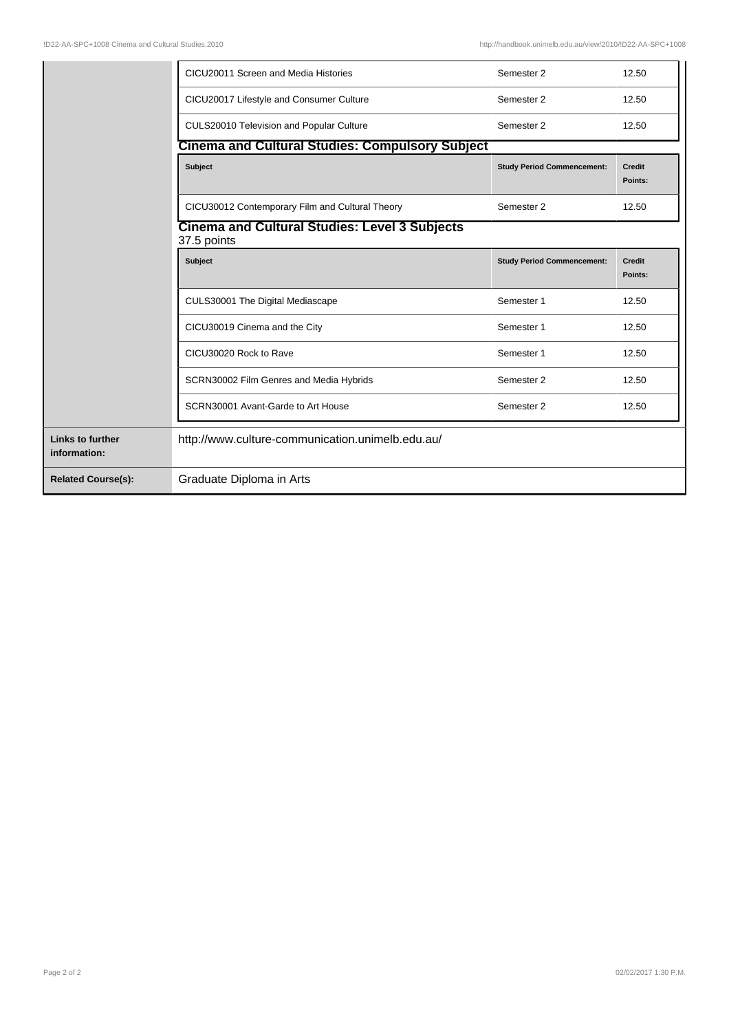| | | |
|---|---|---|
| CICU20011 Screen and Media Histories | Semester 2 | 12.50 |
| CICU20017 Lifestyle and Consumer Culture | Semester 2 | 12.50 |
| CULS20010 Television and Popular Culture | Semester 2 | 12.50 |

### Cinema and Cultural Studies: Compulsory Subject

| Subject | Study Period Commencement: | Credit Points: |
|---|---|---|
| CICU30012 Contemporary Film and Cultural Theory | Semester 2 | 12.50 |

### Cinema and Cultural Studies: Level 3 Subjects

37.5 points

| Subject | Study Period Commencement: | Credit Points: |
|---|---|---|
| CULS30001 The Digital Mediascape | Semester 1 | 12.50 |
| CICU30019 Cinema and the City | Semester 1 | 12.50 |
| CICU30020 Rock to Rave | Semester 1 | 12.50 |
| SCRN30002 Film Genres and Media Hybrids | Semester 2 | 12.50 |
| SCRN30001 Avant-Garde to Art House | Semester 2 | 12.50 |

| | |
|---|---|
| **Links to further information:** | http://www.culture-communication.unimelb.edu.au/ |
| **Related Course(s):** | Graduate Diploma in Arts |